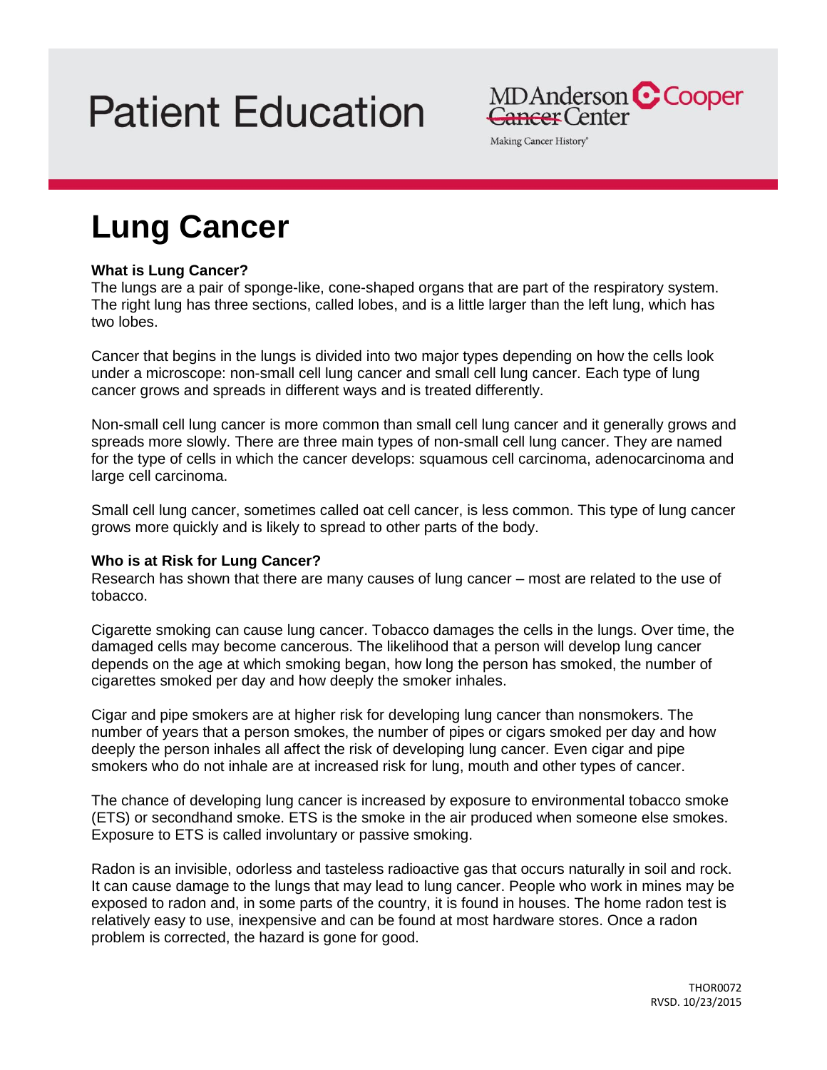# Patient Education

MD Anderson Cooper Cancer Center

Making Cancer History®

## Lung Cancer

**What is Lung Cancer?**
The lungs are a pair of sponge-like, cone-shaped organs that are part of the respiratory system. The right lung has three sections, called lobes, and is a little larger than the left lung, which has two lobes.

Cancer that begins in the lungs is divided into two major types depending on how the cells look under a microscope: non-small cell lung cancer and small cell lung cancer. Each type of lung cancer grows and spreads in different ways and is treated differently.

Non-small cell lung cancer is more common than small cell lung cancer and it generally grows and spreads more slowly. There are three main types of non-small cell lung cancer. They are named for the type of cells in which the cancer develops: squamous cell carcinoma, adenocarcinoma and large cell carcinoma.

Small cell lung cancer, sometimes called oat cell cancer, is less common. This type of lung cancer grows more quickly and is likely to spread to other parts of the body.

**Who is at Risk for Lung Cancer?**
Research has shown that there are many causes of lung cancer – most are related to the use of tobacco.

Cigarette smoking can cause lung cancer. Tobacco damages the cells in the lungs. Over time, the damaged cells may become cancerous. The likelihood that a person will develop lung cancer depends on the age at which smoking began, how long the person has smoked, the number of cigarettes smoked per day and how deeply the smoker inhales.

Cigar and pipe smokers are at higher risk for developing lung cancer than nonsmokers. The number of years that a person smokes, the number of pipes or cigars smoked per day and how deeply the person inhales all affect the risk of developing lung cancer. Even cigar and pipe smokers who do not inhale are at increased risk for lung, mouth and other types of cancer.

The chance of developing lung cancer is increased by exposure to environmental tobacco smoke (ETS) or secondhand smoke. ETS is the smoke in the air produced when someone else smokes. Exposure to ETS is called involuntary or passive smoking.

Radon is an invisible, odorless and tasteless radioactive gas that occurs naturally in soil and rock. It can cause damage to the lungs that may lead to lung cancer. People who work in mines may be exposed to radon and, in some parts of the country, it is found in houses. The home radon test is relatively easy to use, inexpensive and can be found at most hardware stores. Once a radon problem is corrected, the hazard is gone for good.

THOR0072
RVSD. 10/23/2015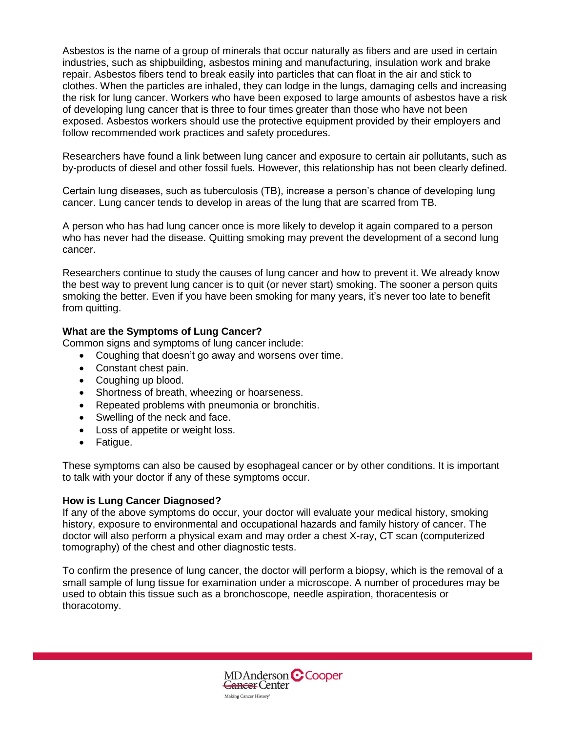Asbestos is the name of a group of minerals that occur naturally as fibers and are used in certain industries, such as shipbuilding, asbestos mining and manufacturing, insulation work and brake repair. Asbestos fibers tend to break easily into particles that can float in the air and stick to clothes. When the particles are inhaled, they can lodge in the lungs, damaging cells and increasing the risk for lung cancer. Workers who have been exposed to large amounts of asbestos have a risk of developing lung cancer that is three to four times greater than those who have not been exposed. Asbestos workers should use the protective equipment provided by their employers and follow recommended work practices and safety procedures.

Researchers have found a link between lung cancer and exposure to certain air pollutants, such as by-products of diesel and other fossil fuels. However, this relationship has not been clearly defined.

Certain lung diseases, such as tuberculosis (TB), increase a person's chance of developing lung cancer. Lung cancer tends to develop in areas of the lung that are scarred from TB.

A person who has had lung cancer once is more likely to develop it again compared to a person who has never had the disease. Quitting smoking may prevent the development of a second lung cancer.

Researchers continue to study the causes of lung cancer and how to prevent it. We already know the best way to prevent lung cancer is to quit (or never start) smoking. The sooner a person quits smoking the better. Even if you have been smoking for many years, it's never too late to benefit from quitting.

**What are the Symptoms of Lung Cancer?**

Common signs and symptoms of lung cancer include:

- Coughing that doesn't go away and worsens over time.
- Constant chest pain.
- Coughing up blood.
- Shortness of breath, wheezing or hoarseness.
- Repeated problems with pneumonia or bronchitis.
- Swelling of the neck and face.
- Loss of appetite or weight loss.
- Fatigue.

These symptoms can also be caused by esophageal cancer or by other conditions. It is important to talk with your doctor if any of these symptoms occur.

**How is Lung Cancer Diagnosed?**

If any of the above symptoms do occur, your doctor will evaluate your medical history, smoking history, exposure to environmental and occupational hazards and family history of cancer. The doctor will also perform a physical exam and may order a chest X-ray, CT scan (computerized tomography) of the chest and other diagnostic tests.

To confirm the presence of lung cancer, the doctor will perform a biopsy, which is the removal of a small sample of lung tissue for examination under a microscope. A number of procedures may be used to obtain this tissue such as a bronchoscope, needle aspiration, thoracentesis or thoracotomy.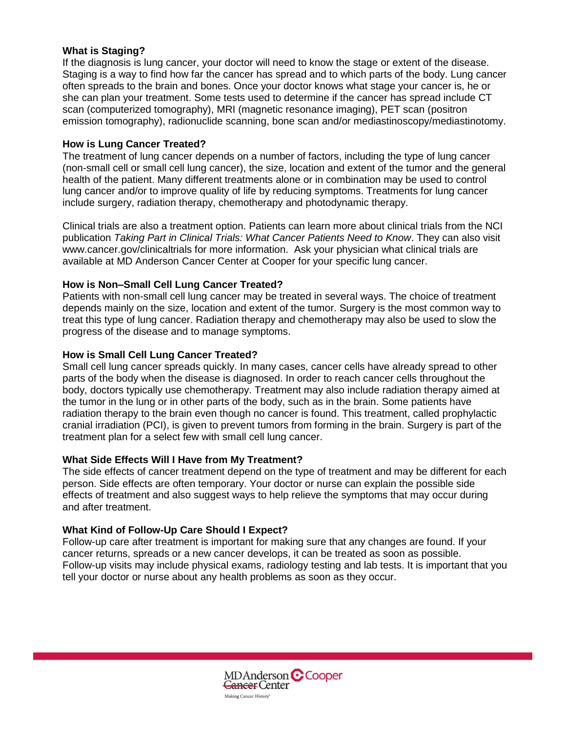### What is Staging?

If the diagnosis is lung cancer, your doctor will need to know the stage or extent of the disease. Staging is a way to find how far the cancer has spread and to which parts of the body. Lung cancer often spreads to the brain and bones. Once your doctor knows what stage your cancer is, he or she can plan your treatment. Some tests used to determine if the cancer has spread include CT scan (computerized tomography), MRI (magnetic resonance imaging), PET scan (positron emission tomography), radionuclide scanning, bone scan and/or mediastinoscopy/mediastinotomy.

### How is Lung Cancer Treated?

The treatment of lung cancer depends on a number of factors, including the type of lung cancer (non-small cell or small cell lung cancer), the size, location and extent of the tumor and the general health of the patient. Many different treatments alone or in combination may be used to control lung cancer and/or to improve quality of life by reducing symptoms. Treatments for lung cancer include surgery, radiation therapy, chemotherapy and photodynamic therapy.

Clinical trials are also a treatment option. Patients can learn more about clinical trials from the NCI publication *Taking Part in Clinical Trials: What Cancer Patients Need to Know*. They can also visit www.cancer.gov/clinicaltrials for more information. Ask your physician what clinical trials are available at MD Anderson Cancer Center at Cooper for your specific lung cancer.

### How is Non–Small Cell Lung Cancer Treated?

Patients with non-small cell lung cancer may be treated in several ways. The choice of treatment depends mainly on the size, location and extent of the tumor. Surgery is the most common way to treat this type of lung cancer. Radiation therapy and chemotherapy may also be used to slow the progress of the disease and to manage symptoms.

### How is Small Cell Lung Cancer Treated?

Small cell lung cancer spreads quickly. In many cases, cancer cells have already spread to other parts of the body when the disease is diagnosed. In order to reach cancer cells throughout the body, doctors typically use chemotherapy. Treatment may also include radiation therapy aimed at the tumor in the lung or in other parts of the body, such as in the brain. Some patients have radiation therapy to the brain even though no cancer is found. This treatment, called prophylactic cranial irradiation (PCI), is given to prevent tumors from forming in the brain. Surgery is part of the treatment plan for a select few with small cell lung cancer.

### What Side Effects Will I Have from My Treatment?

The side effects of cancer treatment depend on the type of treatment and may be different for each person. Side effects are often temporary. Your doctor or nurse can explain the possible side effects of treatment and also suggest ways to help relieve the symptoms that may occur during and after treatment.

### What Kind of Follow-Up Care Should I Expect?

Follow-up care after treatment is important for making sure that any changes are found. If your cancer returns, spreads or a new cancer develops, it can be treated as soon as possible. Follow-up visits may include physical exams, radiology testing and lab tests. It is important that you tell your doctor or nurse about any health problems as soon as they occur.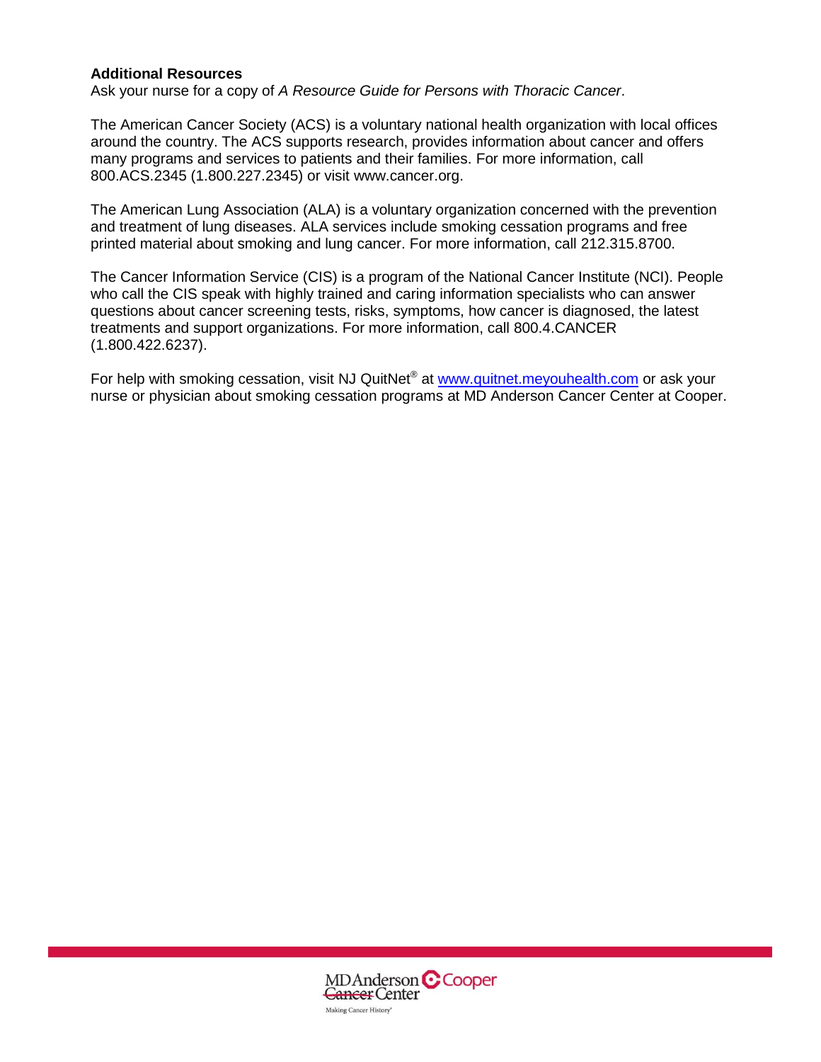**Additional Resources**

Ask your nurse for a copy of *A Resource Guide for Persons with Thoracic Cancer*.

The American Cancer Society (ACS) is a voluntary national health organization with local offices around the country. The ACS supports research, provides information about cancer and offers many programs and services to patients and their families. For more information, call 800.ACS.2345 (1.800.227.2345) or visit www.cancer.org.

The American Lung Association (ALA) is a voluntary organization concerned with the prevention and treatment of lung diseases. ALA services include smoking cessation programs and free printed material about smoking and lung cancer. For more information, call 212.315.8700.

The Cancer Information Service (CIS) is a program of the National Cancer Institute (NCI). People who call the CIS speak with highly trained and caring information specialists who can answer questions about cancer screening tests, risks, symptoms, how cancer is diagnosed, the latest treatments and support organizations. For more information, call 800.4.CANCER (1.800.422.6237).

For help with smoking cessation, visit NJ QuitNet® at www.quitnet.meyouhealth.com or ask your nurse or physician about smoking cessation programs at MD Anderson Cancer Center at Cooper.